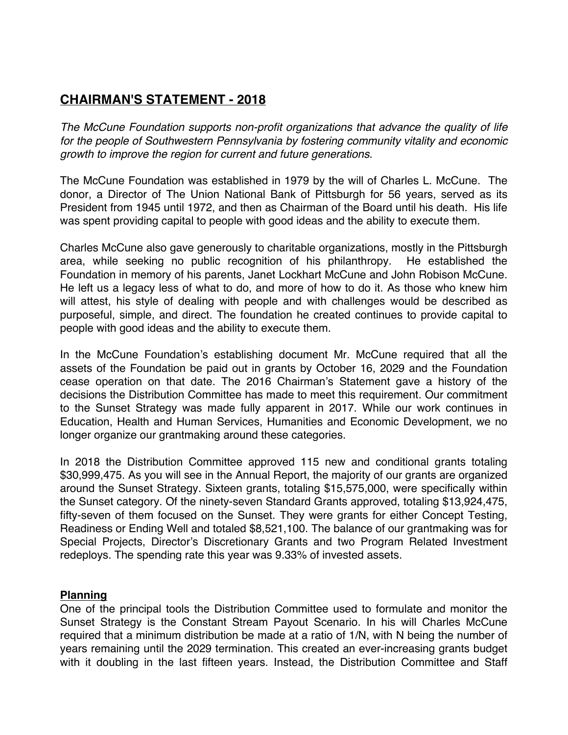# CHAIRMAN'S STATEMENT - 2018

*The McCune Foundation supports non-profit organizations that advance the quality of life for the people of Southwestern Pennsylvania by fostering community vitality and economic growth to improve the region for current and future generations.*

The McCune Foundation was established in 1979 by the will of Charles L. McCune. The donor, a Director of The Union National Bank of Pittsburgh for 56 years, served as its President from 1945 until 1972, and then as Chairman of the Board until his death. His life was spent providing capital to people with good ideas and the ability to execute them.

Charles McCune also gave generously to charitable organizations, mostly in the Pittsburgh area, while seeking no public recognition of his philanthropy. He established the Foundation in memory of his parents, Janet Lockhart McCune and John Robison McCune. He left us a legacy less of what to do, and more of how to do it. As those who knew him will attest, his style of dealing with people and with challenges would be described as purposeful, simple, and direct. The foundation he created continues to provide capital to people with good ideas and the ability to execute them.

In the McCune Foundation's establishing document Mr. McCune required that all the assets of the Foundation be paid out in grants by October 16, 2029 and the Foundation cease operation on that date. The 2016 Chairman's Statement gave a history of the decisions the Distribution Committee has made to meet this requirement. Our commitment to the Sunset Strategy was made fully apparent in 2017. While our work continues in Education, Health and Human Services, Humanities and Economic Development, we no longer organize our grantmaking around these categories.

In 2018 the Distribution Committee approved 115 new and conditional grants totaling $30,999,475. As you will see in the Annual Report, the majority of our grants are organized around the Sunset Strategy. Sixteen grants, totaling $15,575,000, were specifically within the Sunset category. Of the ninety-seven Standard Grants approved, totaling $13,924,475, fifty-seven of them focused on the Sunset. They were grants for either Concept Testing, Readiness or Ending Well and totaled $8,521,100. The balance of our grantmaking was for Special Projects, Director's Discretionary Grants and two Program Related Investment redeploys. The spending rate this year was 9.33% of invested assets.

## Planning

One of the principal tools the Distribution Committee used to formulate and monitor the Sunset Strategy is the Constant Stream Payout Scenario. In his will Charles McCune required that a minimum distribution be made at a ratio of 1/N, with N being the number of years remaining until the 2029 termination. This created an ever-increasing grants budget with it doubling in the last fifteen years. Instead, the Distribution Committee and Staff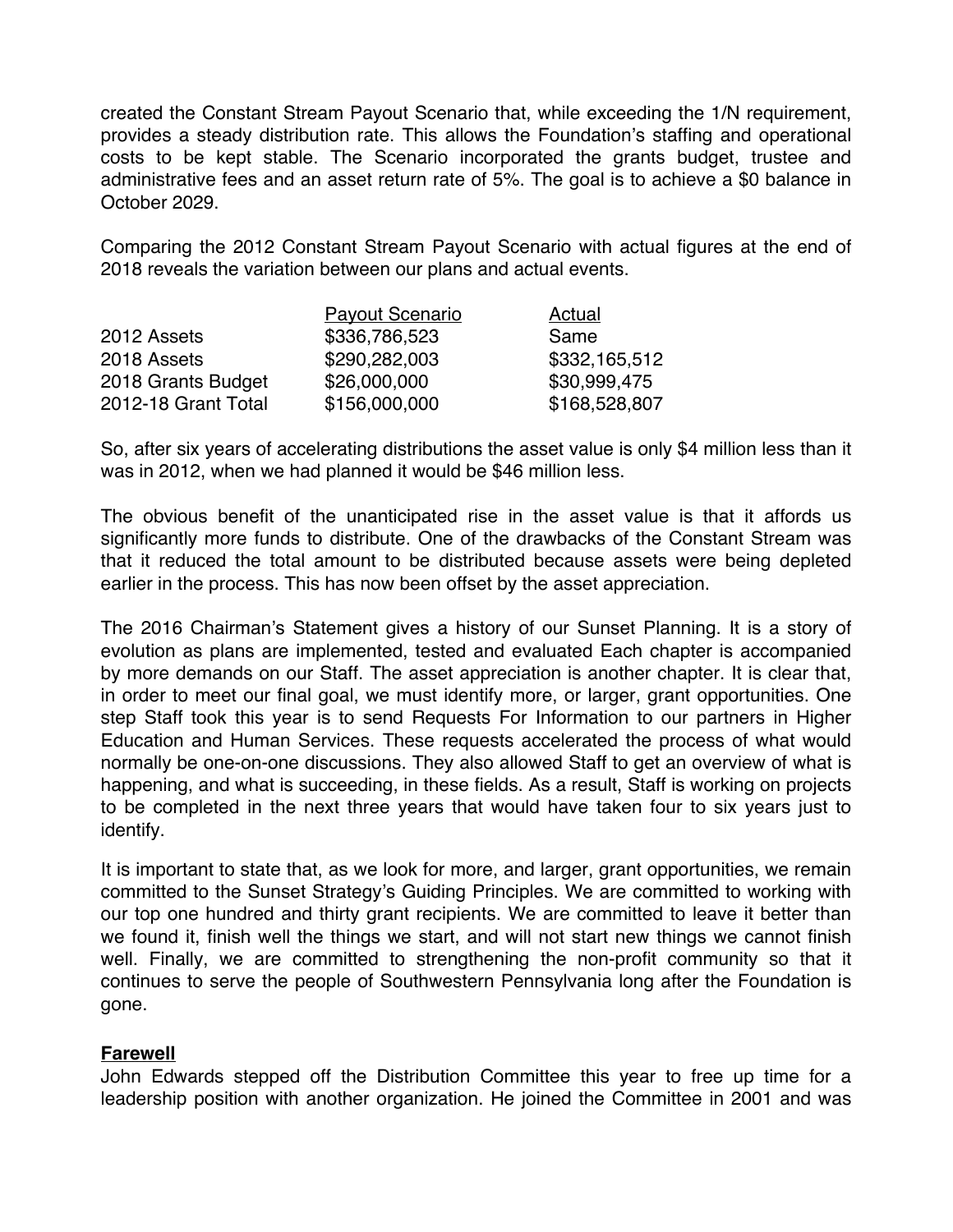created the Constant Stream Payout Scenario that, while exceeding the 1/N requirement, provides a steady distribution rate. This allows the Foundation's staffing and operational costs to be kept stable. The Scenario incorporated the grants budget, trustee and administrative fees and an asset return rate of 5%. The goal is to achieve a $0 balance in October 2029.

Comparing the 2012 Constant Stream Payout Scenario with actual figures at the end of 2018 reveals the variation between our plans and actual events.

| | Payout Scenario | Actual |
|---|---|---|
| 2012 Assets | $336,786,523 | Same |
| 2018 Assets | $290,282,003 | $332,165,512 |
| 2018 Grants Budget | $26,000,000 | $30,999,475 |
| 2012-18 Grant Total | $156,000,000 | $168,528,807 |

So, after six years of accelerating distributions the asset value is only $4 million less than it was in 2012, when we had planned it would be $46 million less.

The obvious benefit of the unanticipated rise in the asset value is that it affords us significantly more funds to distribute. One of the drawbacks of the Constant Stream was that it reduced the total amount to be distributed because assets were being depleted earlier in the process. This has now been offset by the asset appreciation.

The 2016 Chairman's Statement gives a history of our Sunset Planning. It is a story of evolution as plans are implemented, tested and evaluated Each chapter is accompanied by more demands on our Staff. The asset appreciation is another chapter. It is clear that, in order to meet our final goal, we must identify more, or larger, grant opportunities. One step Staff took this year is to send Requests For Information to our partners in Higher Education and Human Services. These requests accelerated the process of what would normally be one-on-one discussions. They also allowed Staff to get an overview of what is happening, and what is succeeding, in these fields. As a result, Staff is working on projects to be completed in the next three years that would have taken four to six years just to identify.

It is important to state that, as we look for more, and larger, grant opportunities, we remain committed to the Sunset Strategy's Guiding Principles. We are committed to working with our top one hundred and thirty grant recipients. We are committed to leave it better than we found it, finish well the things we start, and will not start new things we cannot finish well. Finally, we are committed to strengthening the non-profit community so that it continues to serve the people of Southwestern Pennsylvania long after the Foundation is gone.

**Farewell**

John Edwards stepped off the Distribution Committee this year to free up time for a leadership position with another organization. He joined the Committee in 2001 and was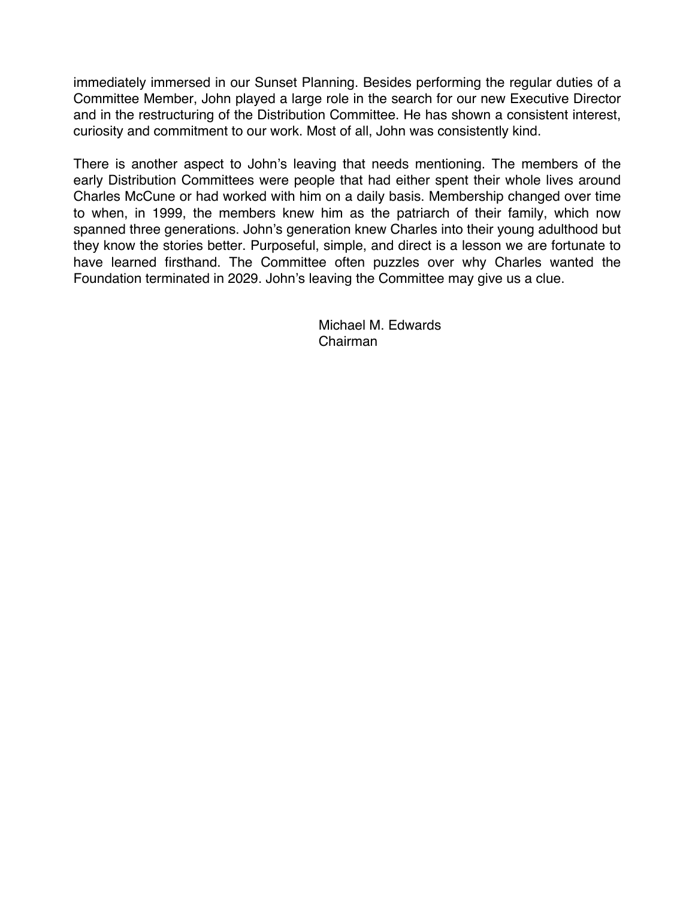immediately immersed in our Sunset Planning. Besides performing the regular duties of a Committee Member, John played a large role in the search for our new Executive Director and in the restructuring of the Distribution Committee. He has shown a consistent interest, curiosity and commitment to our work. Most of all, John was consistently kind.

There is another aspect to John's leaving that needs mentioning. The members of the early Distribution Committees were people that had either spent their whole lives around Charles McCune or had worked with him on a daily basis. Membership changed over time to when, in 1999, the members knew him as the patriarch of their family, which now spanned three generations. John's generation knew Charles into their young adulthood but they know the stories better. Purposeful, simple, and direct is a lesson we are fortunate to have learned firsthand. The Committee often puzzles over why Charles wanted the Foundation terminated in 2029. John's leaving the Committee may give us a clue.

Michael M. Edwards
Chairman